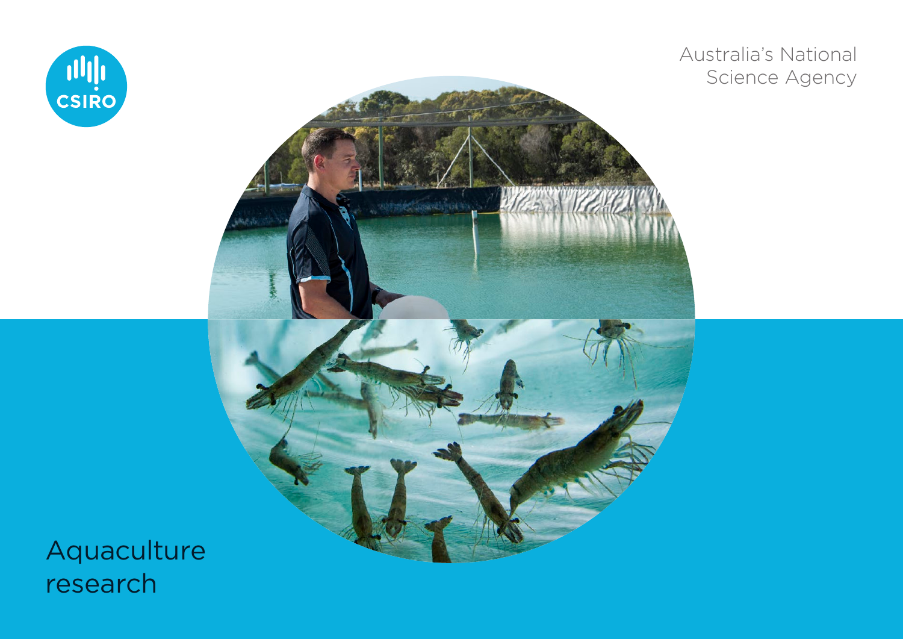CSIRO

Australia's National Science Agency

# Aquaculture research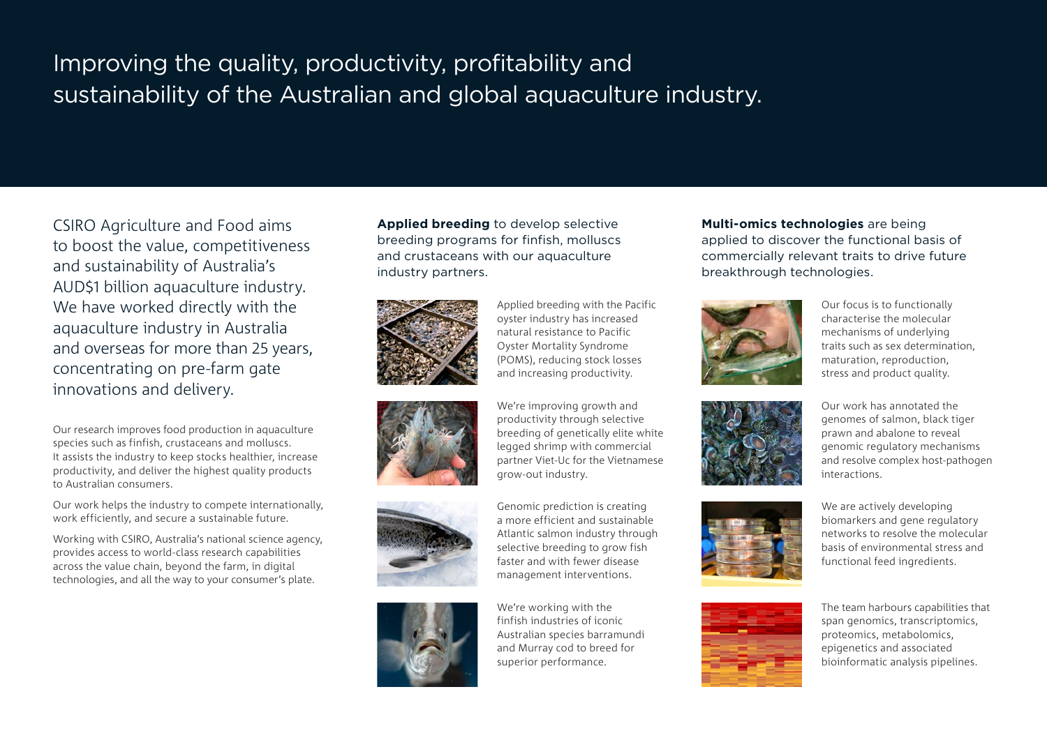# Improving the quality, productivity, profitability and sustainability of the Australian and global aquaculture industry.

CSIRO Agriculture and Food aims to boost the value, competitiveness and sustainability of Australia's AUD$1 billion aquaculture industry. We have worked directly with the aquaculture industry in Australia and overseas for more than 25 years, concentrating on pre-farm gate innovations and delivery.

Our research improves food production in aquaculture species such as finfish, crustaceans and molluscs. It assists the industry to keep stocks healthier, increase productivity, and deliver the highest quality products to Australian consumers.

Our work helps the industry to compete internationally, work efficiently, and secure a sustainable future.

Working with CSIRO, Australia's national science agency, provides access to world-class research capabilities across the value chain, beyond the farm, in digital technologies, and all the way to your consumer's plate.

**Applied breeding** to develop selective breeding programs for finfish, molluscs and crustaceans with our aquaculture industry partners.

Applied breeding with the Pacific oyster industry has increased natural resistance to Pacific Oyster Mortality Syndrome (POMS), reducing stock losses and increasing productivity.

We're improving growth and productivity through selective breeding of genetically elite white legged shrimp with commercial partner Viet-Uc for the Vietnamese grow-out industry.

Genomic prediction is creating a more efficient and sustainable Atlantic salmon industry through selective breeding to grow fish faster and with fewer disease management interventions.

We're working with the finfish industries of iconic Australian species barramundi and Murray cod to breed for superior performance.

**Multi-omics technologies** are being applied to discover the functional basis of commercially relevant traits to drive future breakthrough technologies.

Our focus is to functionally characterise the molecular mechanisms of underlying traits such as sex determination, maturation, reproduction, stress and product quality.

Our work has annotated the genomes of salmon, black tiger prawn and abalone to reveal genomic regulatory mechanisms and resolve complex host-pathogen interactions.

We are actively developing biomarkers and gene regulatory networks to resolve the molecular basis of environmental stress and functional feed ingredients.

The team harbours capabilities that span genomics, transcriptomics, proteomics, metabolomics, epigenetics and associated bioinformatic analysis pipelines.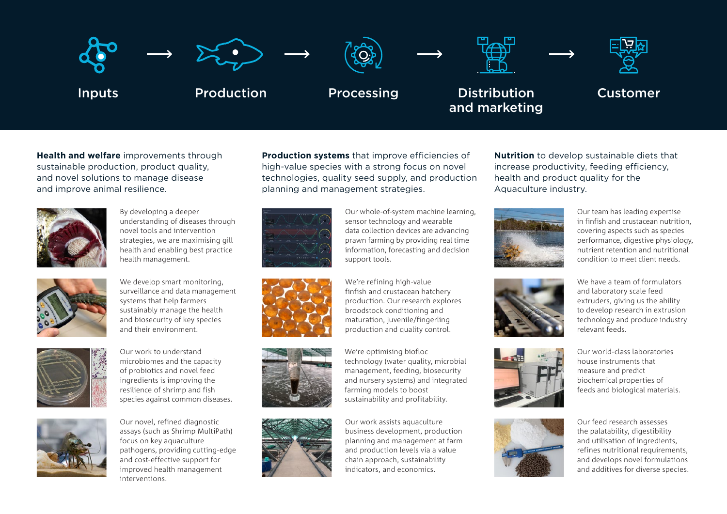Inputs → Production → Processing → Distribution and marketing → Customer

**Health and welfare** improvements through sustainable production, product quality, and novel solutions to manage disease and improve animal resilience.

By developing a deeper understanding of diseases through novel tools and intervention strategies, we are maximising gill health and enabling best practice health management.

We develop smart monitoring, surveillance and data management systems that help farmers sustainably manage the health and biosecurity of key species and their environment.

Our work to understand microbiomes and the capacity of probiotics and novel feed ingredients is improving the resilience of shrimp and fish species against common diseases.

Our novel, refined diagnostic assays (such as Shrimp MultiPath) focus on key aquaculture pathogens, providing cutting-edge and cost-effective support for improved health management interventions.

**Production systems** that improve efficiencies of high-value species with a strong focus on novel technologies, quality seed supply, and production planning and management strategies.

Our whole-of-system machine learning, sensor technology and wearable data collection devices are advancing prawn farming by providing real time information, forecasting and decision support tools.

We're refining high-value finfish and crustacean hatchery production. Our research explores broodstock conditioning and maturation, juvenile/fingerling production and quality control.

We're optimising biofloc technology (water quality, microbial management, feeding, biosecurity and nursery systems) and integrated farming models to boost sustainability and profitability.

Our work assists aquaculture business development, production planning and management at farm and production levels via a value chain approach, sustainability indicators, and economics.

**Nutrition** to develop sustainable diets that increase productivity, feeding efficiency, health and product quality for the Aquaculture industry.

Our team has leading expertise in finfish and crustacean nutrition, covering aspects such as species performance, digestive physiology, nutrient retention and nutritional condition to meet client needs.

We have a team of formulators and laboratory scale feed extruders, giving us the ability to develop research in extrusion technology and produce industry relevant feeds.

Our world-class laboratories house instruments that measure and predict biochemical properties of feeds and biological materials.

Our feed research assesses the palatability, digestibility and utilisation of ingredients, refines nutritional requirements, and develops novel formulations and additives for diverse species.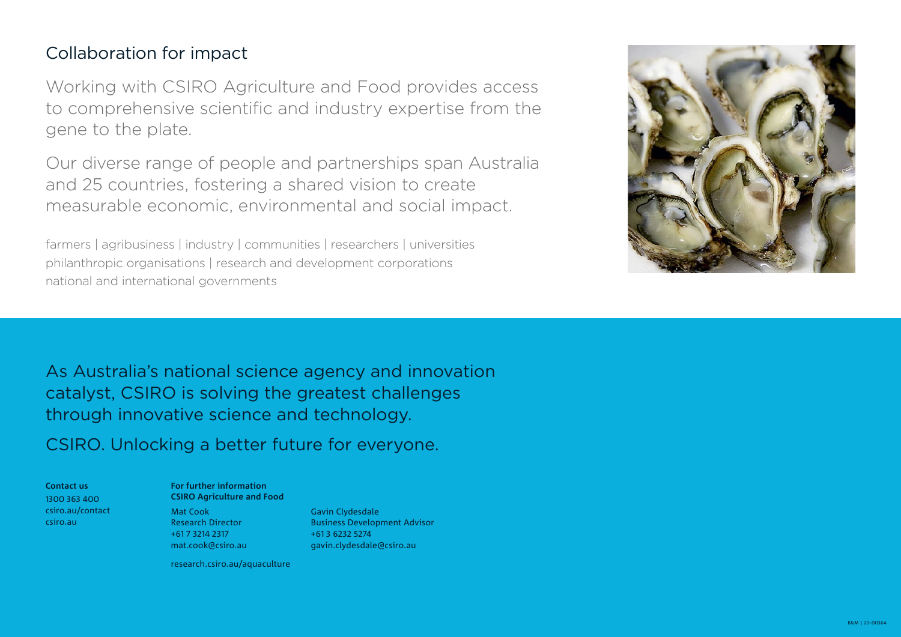## Collaboration for impact

Working with CSIRO Agriculture and Food provides access to comprehensive scientific and industry expertise from the gene to the plate.

Our diverse range of people and partnerships span Australia and 25 countries, fostering a shared vision to create measurable economic, environmental and social impact.

farmers | agribusiness | industry | communities | researchers | universities
philanthropic organisations | research and development corporations
national and international governments

As Australia's national science agency and innovation catalyst, CSIRO is solving the greatest challenges through innovative science and technology.

CSIRO. Unlocking a better future for everyone.

**Contact us**
1300 363 400
csiro.au/contact
csiro.au

**For further information**
**CSIRO Agriculture and Food**

Mat Cook
Research Director
+61 7 3214 2317
mat.cook@csiro.au

Gavin Clydesdale
Business Development Advisor
+61 3 6232 5274
gavin.clydesdale@csiro.au

research.csiro.au/aquaculture

B&M | 20-00364